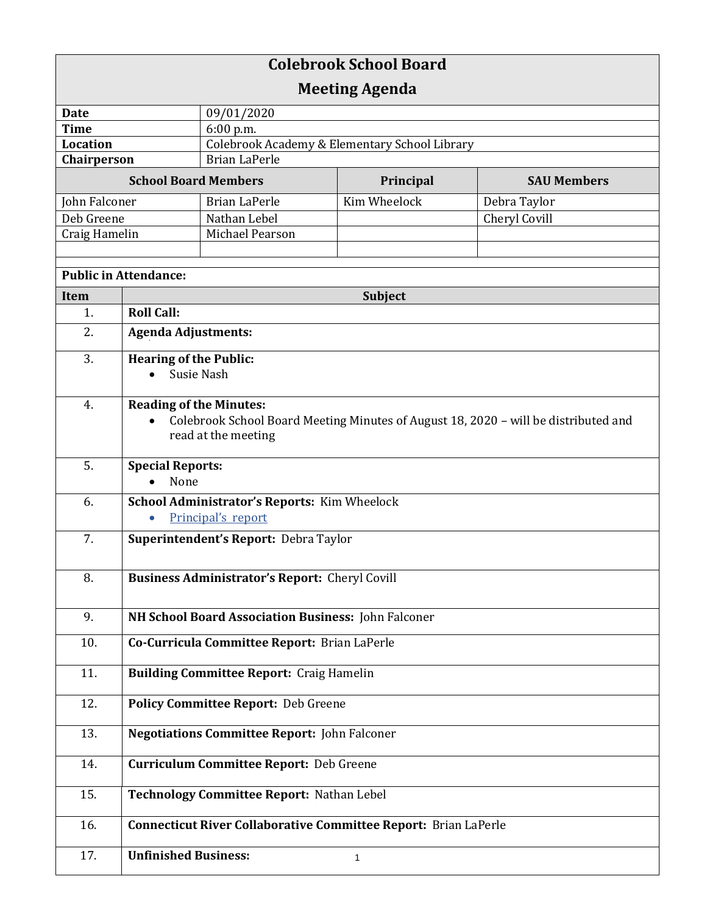# Colebrook School Board

## Meeting Agenda

| | |
|---|---|
| **Date** | 09/01/2020 |
| **Time** | 6:00 p.m. |
| **Location** | Colebrook Academy & Elementary School Library |
| **Chairperson** | Brian LaPerle |

| School Board Members | | Principal | SAU Members |
|---|---|---|---|
| John Falconer | Brian LaPerle | Kim Wheelock | Debra Taylor |
| Deb Greene | Nathan Lebel | | Cheryl Covill |
| Craig Hamelin | Michael Pearson | | |

**Public in Attendance:**

| Item | Subject |
|---|---|
| 1. | **Roll Call:** |
| 2. | **Agenda Adjustments:** |
| 3. | **Hearing of the Public:**<br>• Susie Nash |
| 4. | **Reading of the Minutes:**<br>• Colebrook School Board Meeting Minutes of August 18, 2020 – will be distributed and read at the meeting |
| 5. | **Special Reports:**<br>• None |
| 6. | **School Administrator's Reports:** Kim Wheelock<br>• Principal's report |
| 7. | **Superintendent's Report:** Debra Taylor |
| 8. | **Business Administrator's Report:** Cheryl Covill |
| 9. | **NH School Board Association Business:** John Falconer |
| 10. | **Co-Curricula Committee Report:** Brian LaPerle |
| 11. | **Building Committee Report:** Craig Hamelin |
| 12. | **Policy Committee Report:** Deb Greene |
| 13. | **Negotiations Committee Report:** John Falconer |
| 14. | **Curriculum Committee Report:** Deb Greene |
| 15. | **Technology Committee Report:** Nathan Lebel |
| 16. | **Connecticut River Collaborative Committee Report:** Brian LaPerle |
| 17. | **Unfinished Business:** |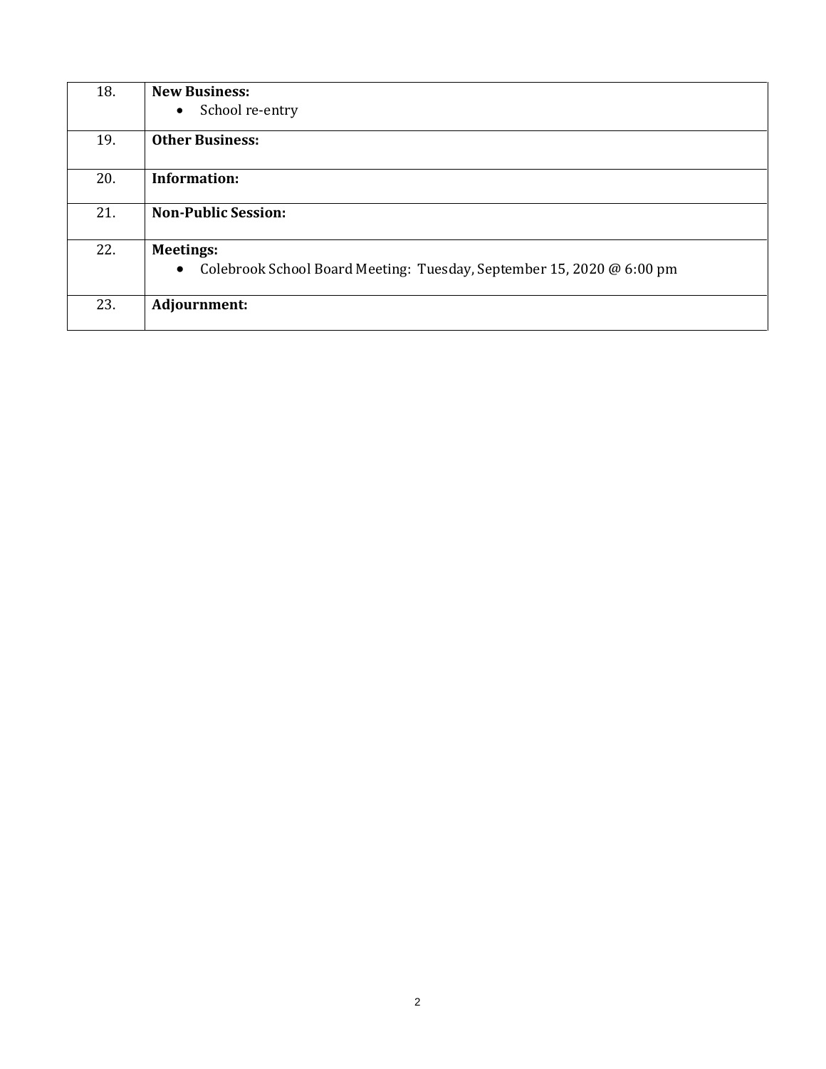| | |
|---|---|
| 18. | **New Business:**<br>• School re-entry |
| 19. | **Other Business:** |
| 20. | **Information:** |
| 21. | **Non-Public Session:** |
| 22. | **Meetings:**<br>• Colebrook School Board Meeting: Tuesday, September 15, 2020 @ 6:00 pm |
| 23. | **Adjournment:** |